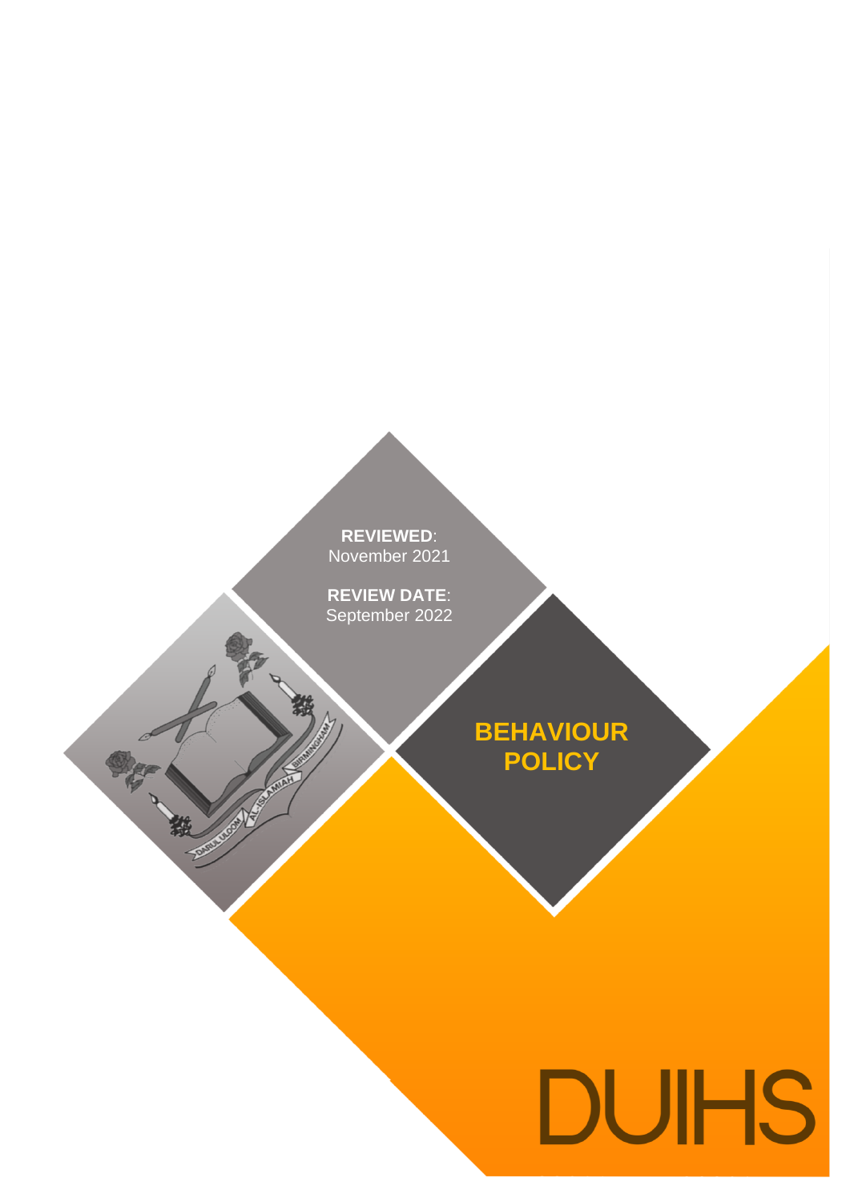**REVIEWED**: November 2021

**REVIEW DATE**: September 2022

# BEHAVIOUR POLICY

DUIHS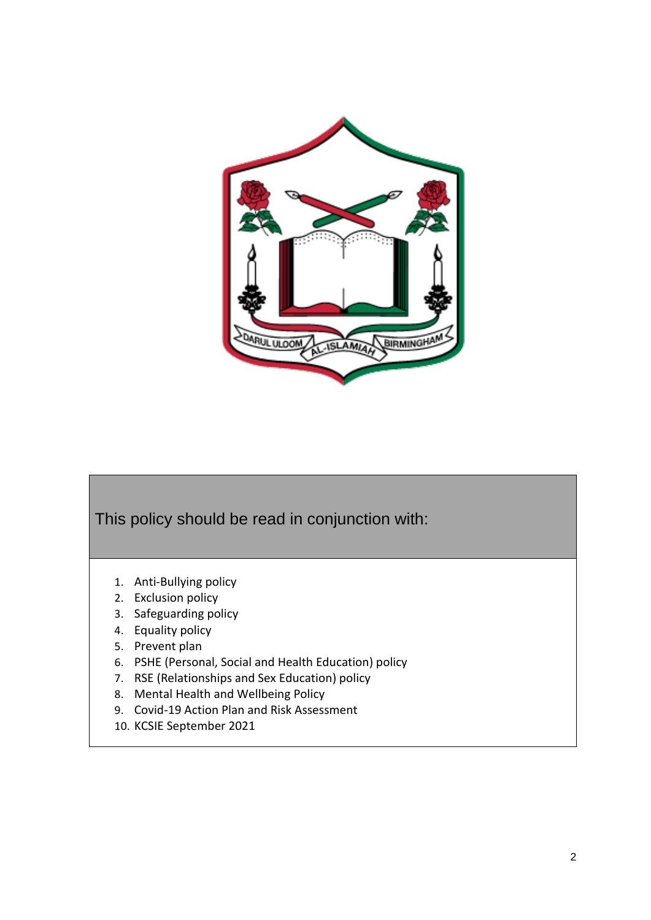This policy should be read in conjunction with:

1. Anti-Bullying policy
2. Exclusion policy
3. Safeguarding policy
4. Equality policy
5. Prevent plan
6. PSHE (Personal, Social and Health Education) policy
7. RSE (Relationships and Sex Education) policy
8. Mental Health and Wellbeing Policy
9. Covid-19 Action Plan and Risk Assessment
10. KCSIE September 2021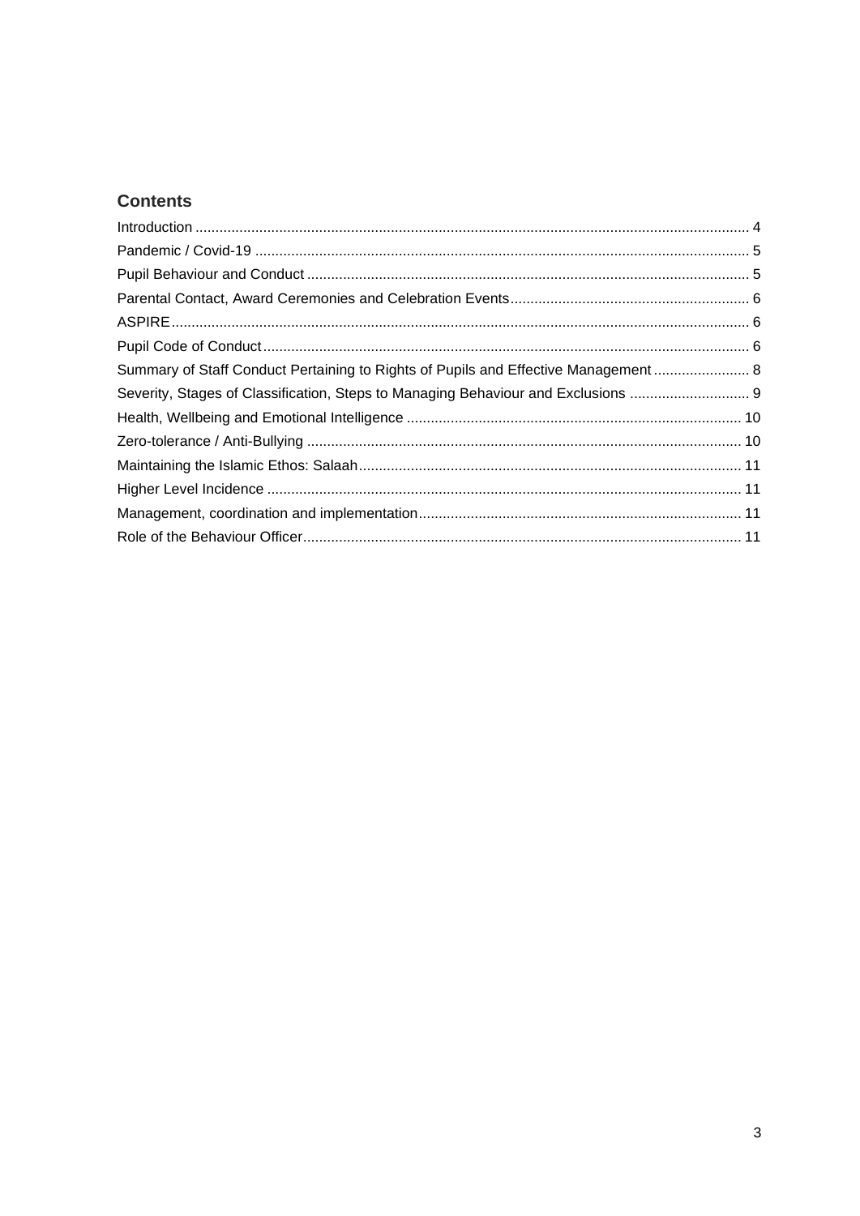## Contents

Introduction ........................................................................................................................ 4
Pandemic / Covid-19 ........................................................................................................ 5
Pupil Behaviour and Conduct ........................................................................................... 5
Parental Contact, Award Ceremonies and Celebration Events ......................................... 6
ASPIRE .............................................................................................................................. 6
Pupil Code of Conduct ...................................................................................................... 6
Summary of Staff Conduct Pertaining to Rights of Pupils and Effective Management ....... 8
Severity, Stages of Classification, Steps to Managing Behaviour and Exclusions ............. 9
Health, Wellbeing and Emotional Intelligence ................................................................. 10
Zero-tolerance / Anti-Bullying .......................................................................................... 10
Maintaining the Islamic Ethos: Salaah ............................................................................. 11
Higher Level Incidence .................................................................................................... 11
Management, coordination and implementation .............................................................. 11
Role of the Behaviour Officer ........................................................................................... 11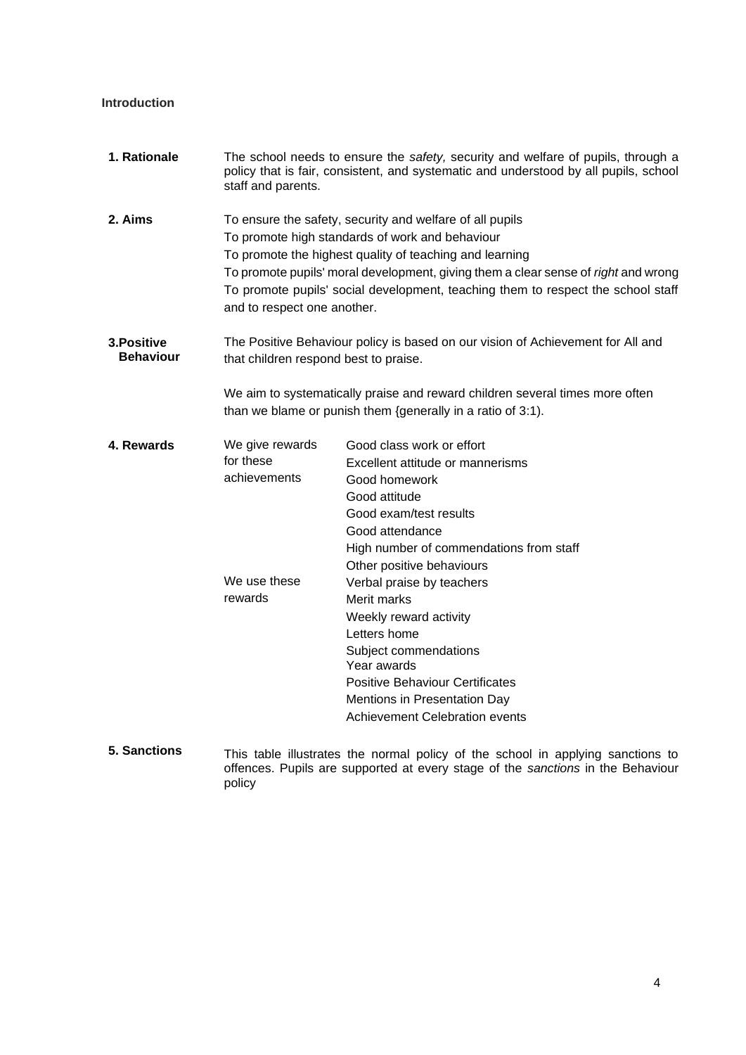**Introduction**

**1. Rationale**

The school needs to ensure the *safety,* security and welfare of pupils, through a policy that is fair, consistent, and systematic and understood by all pupils, school staff and parents.

**2. Aims**

To ensure the safety, security and welfare of all pupils
To promote high standards of work and behaviour
To promote the highest quality of teaching and learning
To promote pupils' moral development, giving them a clear sense of *right* and wrong
To promote pupils' social development, teaching them to respect the school staff and to respect one another.

**3. Positive Behaviour**

The Positive Behaviour policy is based on our vision of Achievement for All and that children respond best to praise.

We aim to systematically praise and reward children several times more often than we blame or punish them {generally in a ratio of 3:1).

**4. Rewards**

| | |
|---|---|
| We give rewards for these achievements | Good class work or effort<br>Excellent attitude or mannerisms<br>Good homework<br>Good attitude<br>Good exam/test results<br>Good attendance<br>High number of commendations from staff<br>Other positive behaviours |
| We use these rewards | Verbal praise by teachers<br>Merit marks<br>Weekly reward activity<br>Letters home<br>Subject commendations<br>Year awards<br>Positive Behaviour Certificates<br>Mentions in Presentation Day<br>Achievement Celebration events |

**5. Sanctions**

This table illustrates the normal policy of the school in applying sanctions to offences. Pupils are supported at every stage of the *sanctions* in the Behaviour policy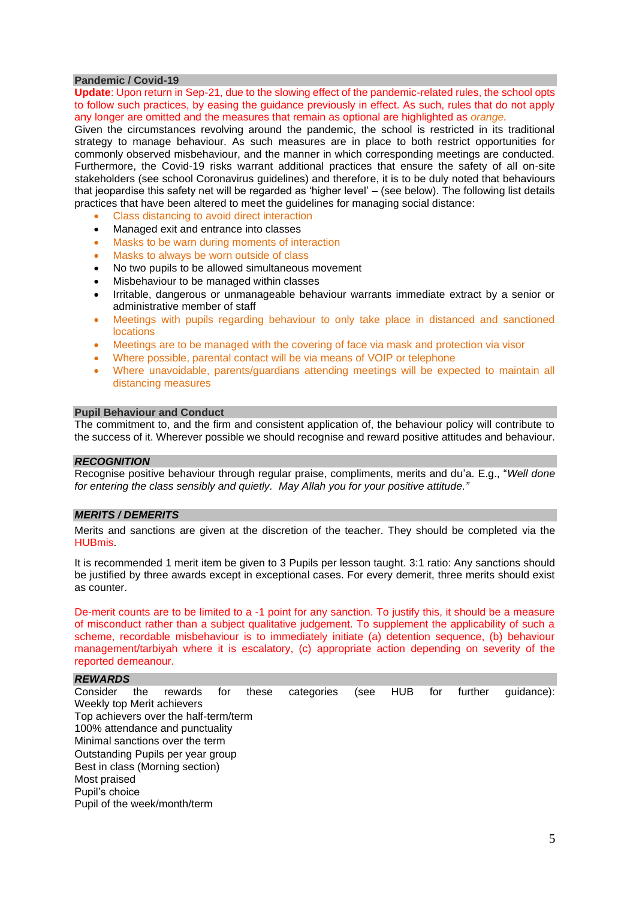## Pandemic / Covid-19

**Update**: Upon return in Sep-21, due to the slowing effect of the pandemic-related rules, the school opts to follow such practices, by easing the guidance previously in effect. As such, rules that do not apply any longer are omitted and the measures that remain as optional are highlighted as *orange*.

Given the circumstances revolving around the pandemic, the school is restricted in its traditional strategy to manage behaviour. As such measures are in place to both restrict opportunities for commonly observed misbehaviour, and the manner in which corresponding meetings are conducted. Furthermore, the Covid-19 risks warrant additional practices that ensure the safety of all on-site stakeholders (see school Coronavirus guidelines) and therefore, it is to be duly noted that behaviours that jeopardise this safety net will be regarded as 'higher level' – (see below). The following list details practices that have been altered to meet the guidelines for managing social distance:

- Class distancing to avoid direct interaction
- Managed exit and entrance into classes
- Masks to be warn during moments of interaction
- Masks to always be worn outside of class
- No two pupils to be allowed simultaneous movement
- Misbehaviour to be managed within classes
- Irritable, dangerous or unmanageable behaviour warrants immediate extract by a senior or administrative member of staff
- Meetings with pupils regarding behaviour to only take place in distanced and sanctioned locations
- Meetings are to be managed with the covering of face via mask and protection via visor
- Where possible, parental contact will be via means of VOIP or telephone
- Where unavoidable, parents/guardians attending meetings will be expected to maintain all distancing measures

## Pupil Behaviour and Conduct

The commitment to, and the firm and consistent application of, the behaviour policy will contribute to the success of it. Wherever possible we should recognise and reward positive attitudes and behaviour.

### *RECOGNITION*

Recognise positive behaviour through regular praise, compliments, merits and du'a. E.g., "*Well done for entering the class sensibly and quietly. May Allah you for your positive attitude."*

### *MERITS / DEMERITS*

Merits and sanctions are given at the discretion of the teacher. They should be completed via the HUBmis.

It is recommended 1 merit item be given to 3 Pupils per lesson taught. 3:1 ratio: Any sanctions should be justified by three awards except in exceptional cases. For every demerit, three merits should exist as counter.

De-merit counts are to be limited to a -1 point for any sanction. To justify this, it should be a measure of misconduct rather than a subject qualitative judgement. To supplement the applicability of such a scheme, recordable misbehaviour is to immediately initiate (a) detention sequence, (b) behaviour management/tarbiyah where it is escalatory, (c) appropriate action depending on severity of the reported demeanour.

### *REWARDS*

Consider the rewards for these categories (see HUB for further guidance):
Weekly top Merit achievers
Top achievers over the half-term/term
100% attendance and punctuality
Minimal sanctions over the term
Outstanding Pupils per year group
Best in class (Morning section)
Most praised
Pupil's choice
Pupil of the week/month/term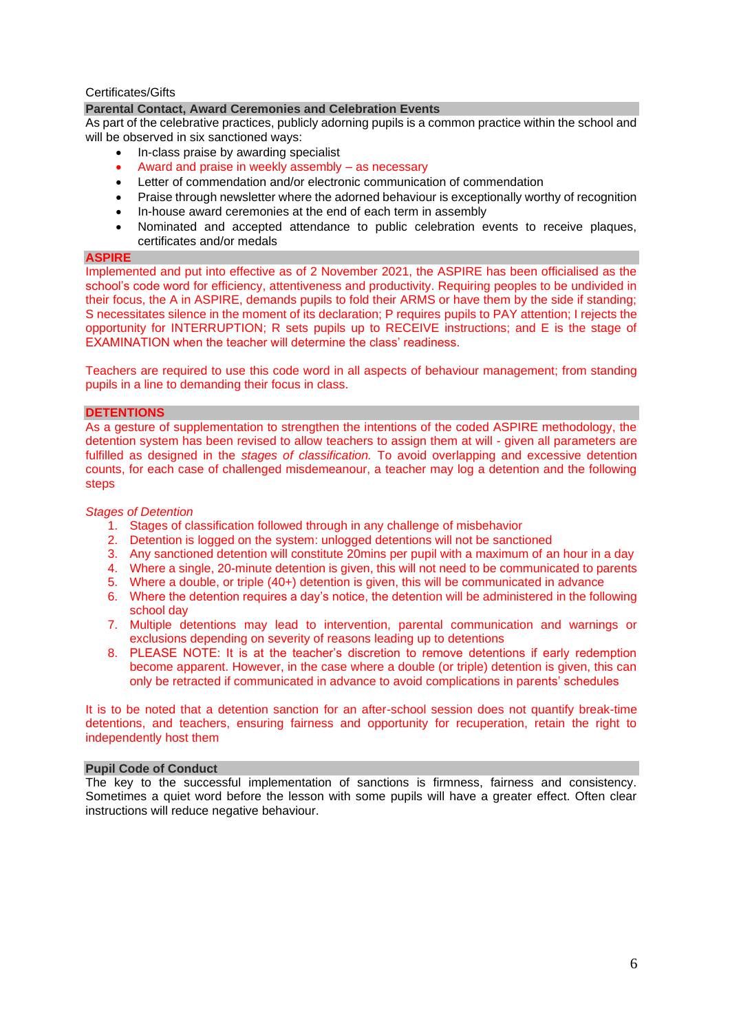Certificates/Gifts

## Parental Contact, Award Ceremonies and Celebration Events

As part of the celebrative practices, publicly adorning pupils is a common practice within the school and will be observed in six sanctioned ways:

- In-class praise by awarding specialist
- Award and praise in weekly assembly – as necessary
- Letter of commendation and/or electronic communication of commendation
- Praise through newsletter where the adorned behaviour is exceptionally worthy of recognition
- In-house award ceremonies at the end of each term in assembly
- Nominated and accepted attendance to public celebration events to receive plaques, certificates and/or medals

## ASPIRE

Implemented and put into effective as of 2 November 2021, the ASPIRE has been officialised as the school's code word for efficiency, attentiveness and productivity. Requiring peoples to be undivided in their focus, the A in ASPIRE, demands pupils to fold their ARMS or have them by the side if standing; S necessitates silence in the moment of its declaration; P requires pupils to PAY attention; I rejects the opportunity for INTERRUPTION; R sets pupils up to RECEIVE instructions; and E is the stage of EXAMINATION when the teacher will determine the class' readiness.

Teachers are required to use this code word in all aspects of behaviour management; from standing pupils in a line to demanding their focus in class.

## DETENTIONS

As a gesture of supplementation to strengthen the intentions of the coded ASPIRE methodology, the detention system has been revised to allow teachers to assign them at will - given all parameters are fulfilled as designed in the *stages of classification.* To avoid overlapping and excessive detention counts, for each case of challenged misdemeanour, a teacher may log a detention and the following steps

*Stages of Detention*

1. Stages of classification followed through in any challenge of misbehavior
2. Detention is logged on the system: unlogged detentions will not be sanctioned
3. Any sanctioned detention will constitute 20mins per pupil with a maximum of an hour in a day
4. Where a single, 20-minute detention is given, this will not need to be communicated to parents
5. Where a double, or triple (40+) detention is given, this will be communicated in advance
6. Where the detention requires a day's notice, the detention will be administered in the following school day
7. Multiple detentions may lead to intervention, parental communication and warnings or exclusions depending on severity of reasons leading up to detentions
8. PLEASE NOTE: It is at the teacher's discretion to remove detentions if early redemption become apparent. However, in the case where a double (or triple) detention is given, this can only be retracted if communicated in advance to avoid complications in parents' schedules

It is to be noted that a detention sanction for an after-school session does not quantify break-time detentions, and teachers, ensuring fairness and opportunity for recuperation, retain the right to independently host them

## Pupil Code of Conduct

The key to the successful implementation of sanctions is firmness, fairness and consistency. Sometimes a quiet word before the lesson with some pupils will have a greater effect. Often clear instructions will reduce negative behaviour.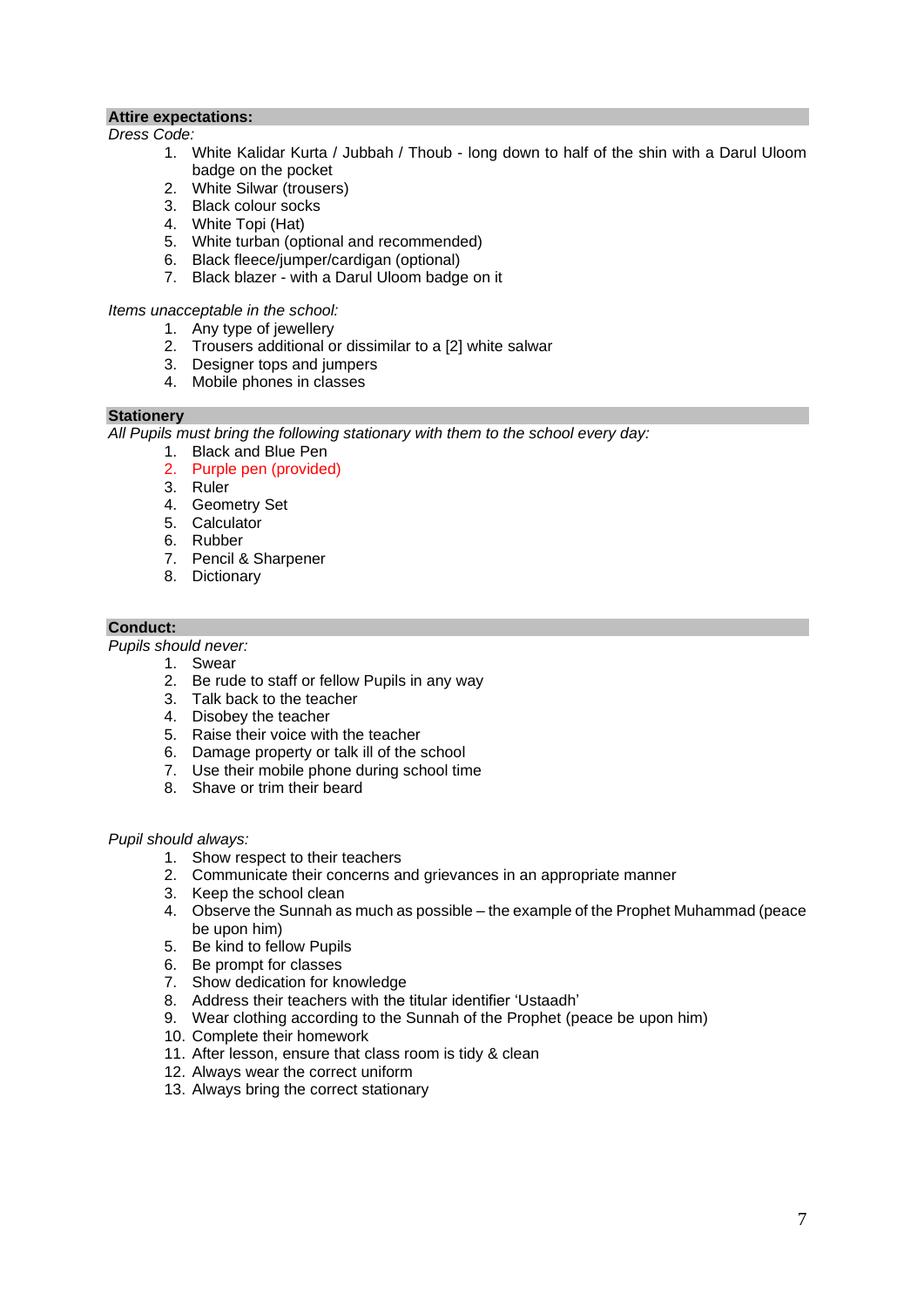## Attire expectations:

*Dress Code:*

1. White Kalidar Kurta / Jubbah / Thoub - long down to half of the shin with a Darul Uloom badge on the pocket
2. White Silwar (trousers)
3. Black colour socks
4. White Topi (Hat)
5. White turban (optional and recommended)
6. Black fleece/jumper/cardigan (optional)
7. Black blazer - with a Darul Uloom badge on it

*Items unacceptable in the school:*

1. Any type of jewellery
2. Trousers additional or dissimilar to a [2] white salwar
3. Designer tops and jumpers
4. Mobile phones in classes

## Stationery

*All Pupils must bring the following stationary with them to the school every day:*

1. Black and Blue Pen
2. Purple pen (provided)
3. Ruler
4. Geometry Set
5. Calculator
6. Rubber
7. Pencil & Sharpener
8. Dictionary

## Conduct:

*Pupils should never:*

1. Swear
2. Be rude to staff or fellow Pupils in any way
3. Talk back to the teacher
4. Disobey the teacher
5. Raise their voice with the teacher
6. Damage property or talk ill of the school
7. Use their mobile phone during school time
8. Shave or trim their beard

*Pupil should always:*

1. Show respect to their teachers
2. Communicate their concerns and grievances in an appropriate manner
3. Keep the school clean
4. Observe the Sunnah as much as possible – the example of the Prophet Muhammad (peace be upon him)
5. Be kind to fellow Pupils
6. Be prompt for classes
7. Show dedication for knowledge
8. Address their teachers with the titular identifier 'Ustaadh'
9. Wear clothing according to the Sunnah of the Prophet (peace be upon him)
10. Complete their homework
11. After lesson, ensure that class room is tidy & clean
12. Always wear the correct uniform
13. Always bring the correct stationary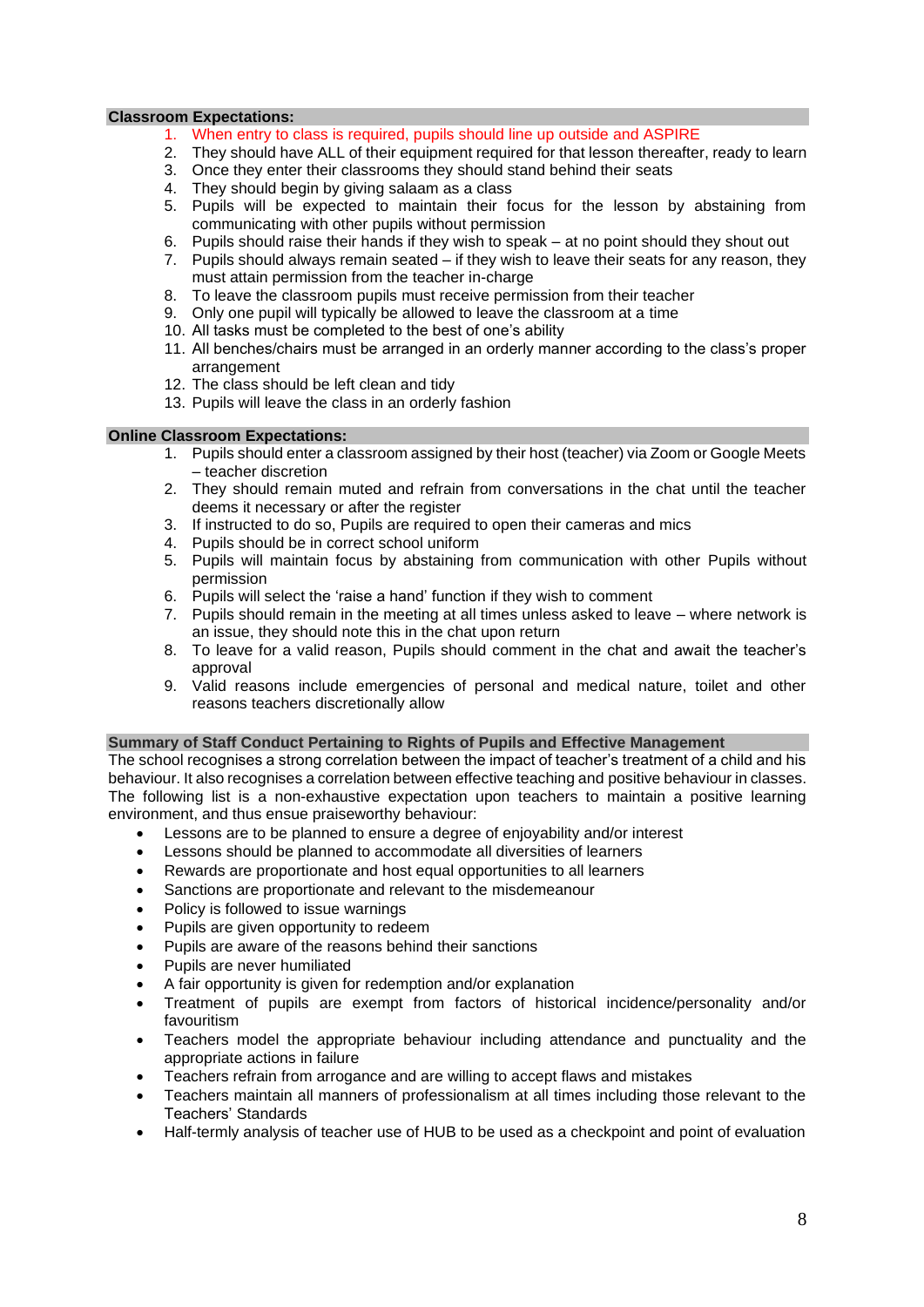### Classroom Expectations:

1. When entry to class is required, pupils should line up outside and ASPIRE
2. They should have ALL of their equipment required for that lesson thereafter, ready to learn
3. Once they enter their classrooms they should stand behind their seats
4. They should begin by giving salaam as a class
5. Pupils will be expected to maintain their focus for the lesson by abstaining from communicating with other pupils without permission
6. Pupils should raise their hands if they wish to speak – at no point should they shout out
7. Pupils should always remain seated – if they wish to leave their seats for any reason, they must attain permission from the teacher in-charge
8. To leave the classroom pupils must receive permission from their teacher
9. Only one pupil will typically be allowed to leave the classroom at a time
10. All tasks must be completed to the best of one's ability
11. All benches/chairs must be arranged in an orderly manner according to the class's proper arrangement
12. The class should be left clean and tidy
13. Pupils will leave the class in an orderly fashion

### Online Classroom Expectations:

1. Pupils should enter a classroom assigned by their host (teacher) via Zoom or Google Meets – teacher discretion
2. They should remain muted and refrain from conversations in the chat until the teacher deems it necessary or after the register
3. If instructed to do so, Pupils are required to open their cameras and mics
4. Pupils should be in correct school uniform
5. Pupils will maintain focus by abstaining from communication with other Pupils without permission
6. Pupils will select the 'raise a hand' function if they wish to comment
7. Pupils should remain in the meeting at all times unless asked to leave – where network is an issue, they should note this in the chat upon return
8. To leave for a valid reason, Pupils should comment in the chat and await the teacher's approval
9. Valid reasons include emergencies of personal and medical nature, toilet and other reasons teachers discretionally allow

### Summary of Staff Conduct Pertaining to Rights of Pupils and Effective Management

The school recognises a strong correlation between the impact of teacher's treatment of a child and his behaviour. It also recognises a correlation between effective teaching and positive behaviour in classes. The following list is a non-exhaustive expectation upon teachers to maintain a positive learning environment, and thus ensue praiseworthy behaviour:

- Lessons are to be planned to ensure a degree of enjoyability and/or interest
- Lessons should be planned to accommodate all diversities of learners
- Rewards are proportionate and host equal opportunities to all learners
- Sanctions are proportionate and relevant to the misdemeanour
- Policy is followed to issue warnings
- Pupils are given opportunity to redeem
- Pupils are aware of the reasons behind their sanctions
- Pupils are never humiliated
- A fair opportunity is given for redemption and/or explanation
- Treatment of pupils are exempt from factors of historical incidence/personality and/or favouritism
- Teachers model the appropriate behaviour including attendance and punctuality and the appropriate actions in failure
- Teachers refrain from arrogance and are willing to accept flaws and mistakes
- Teachers maintain all manners of professionalism at all times including those relevant to the Teachers' Standards
- Half-termly analysis of teacher use of HUB to be used as a checkpoint and point of evaluation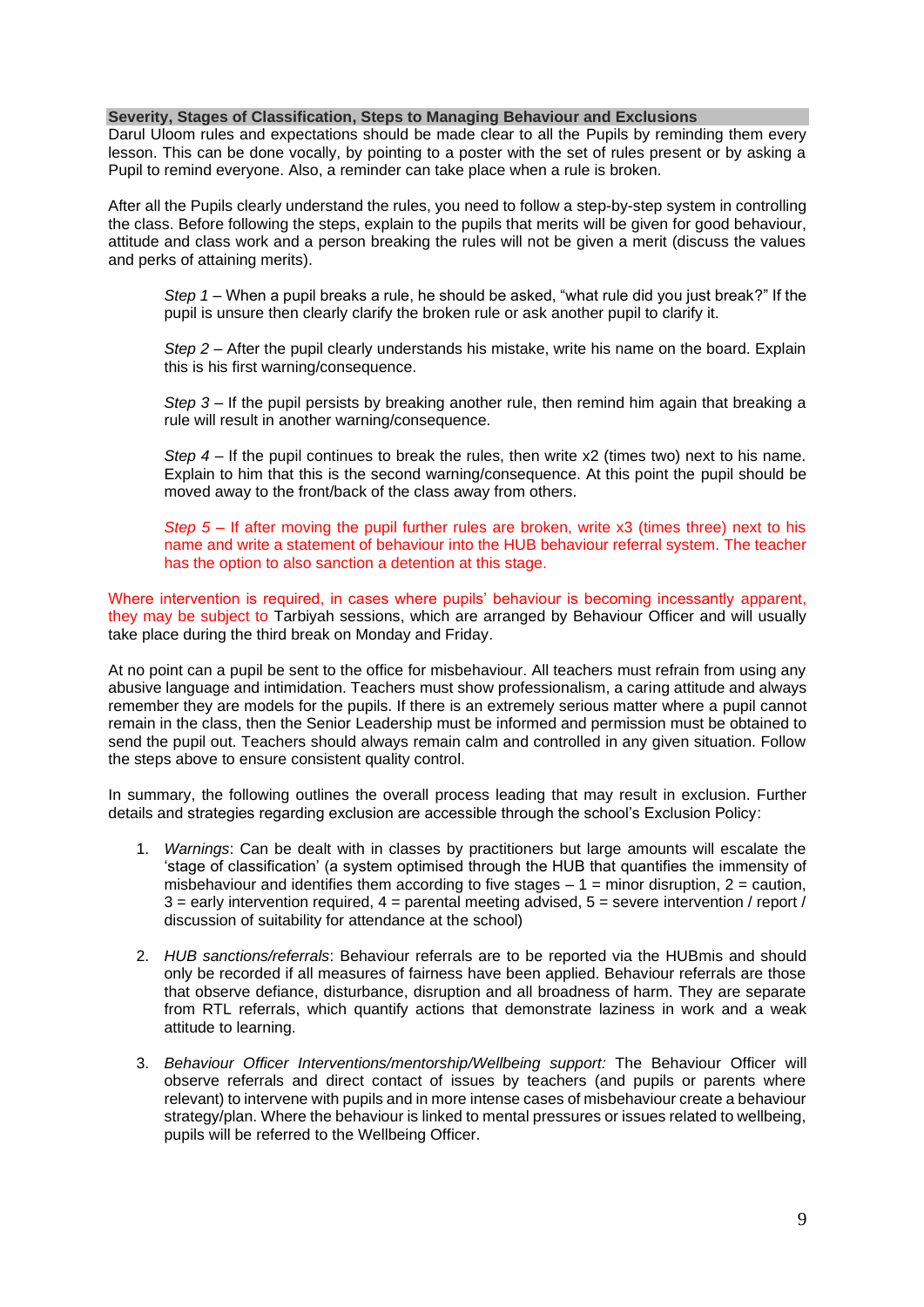## Severity, Stages of Classification, Steps to Managing Behaviour and Exclusions

Darul Uloom rules and expectations should be made clear to all the Pupils by reminding them every lesson. This can be done vocally, by pointing to a poster with the set of rules present or by asking a Pupil to remind everyone. Also, a reminder can take place when a rule is broken.

After all the Pupils clearly understand the rules, you need to follow a step-by-step system in controlling the class. Before following the steps, explain to the pupils that merits will be given for good behaviour, attitude and class work and a person breaking the rules will not be given a merit (discuss the values and perks of attaining merits).

> *Step 1* – When a pupil breaks a rule, he should be asked, "what rule did you just break?" If the pupil is unsure then clearly clarify the broken rule or ask another pupil to clarify it.
>
> *Step 2* – After the pupil clearly understands his mistake, write his name on the board. Explain this is his first warning/consequence.
>
> *Step 3* – If the pupil persists by breaking another rule, then remind him again that breaking a rule will result in another warning/consequence.
>
> *Step 4* – If the pupil continues to break the rules, then write x2 (times two) next to his name. Explain to him that this is the second warning/consequence. At this point the pupil should be moved away to the front/back of the class away from others.
>
> *Step 5* – If after moving the pupil further rules are broken, write x3 (times three) next to his name and write a statement of behaviour into the HUB behaviour referral system. The teacher has the option to also sanction a detention at this stage.

Where intervention is required, in cases where pupils' behaviour is becoming incessantly apparent, they may be subject to Tarbiyah sessions, which are arranged by Behaviour Officer and will usually take place during the third break on Monday and Friday.

At no point can a pupil be sent to the office for misbehaviour. All teachers must refrain from using any abusive language and intimidation. Teachers must show professionalism, a caring attitude and always remember they are models for the pupils. If there is an extremely serious matter where a pupil cannot remain in the class, then the Senior Leadership must be informed and permission must be obtained to send the pupil out. Teachers should always remain calm and controlled in any given situation. Follow the steps above to ensure consistent quality control.

In summary, the following outlines the overall process leading that may result in exclusion. Further details and strategies regarding exclusion are accessible through the school's Exclusion Policy:

1. *Warnings*: Can be dealt with in classes by practitioners but large amounts will escalate the 'stage of classification' (a system optimised through the HUB that quantifies the immensity of misbehaviour and identifies them according to five stages – 1 = minor disruption, 2 = caution, 3 = early intervention required, 4 = parental meeting advised, 5 = severe intervention / report / discussion of suitability for attendance at the school)

2. *HUB sanctions/referrals*: Behaviour referrals are to be reported via the HUBmis and should only be recorded if all measures of fairness have been applied. Behaviour referrals are those that observe defiance, disturbance, disruption and all broadness of harm. They are separate from RTL referrals, which quantify actions that demonstrate laziness in work and a weak attitude to learning.

3. *Behaviour Officer Interventions/mentorship/Wellbeing support:* The Behaviour Officer will observe referrals and direct contact of issues by teachers (and pupils or parents where relevant) to intervene with pupils and in more intense cases of misbehaviour create a behaviour strategy/plan. Where the behaviour is linked to mental pressures or issues related to wellbeing, pupils will be referred to the Wellbeing Officer.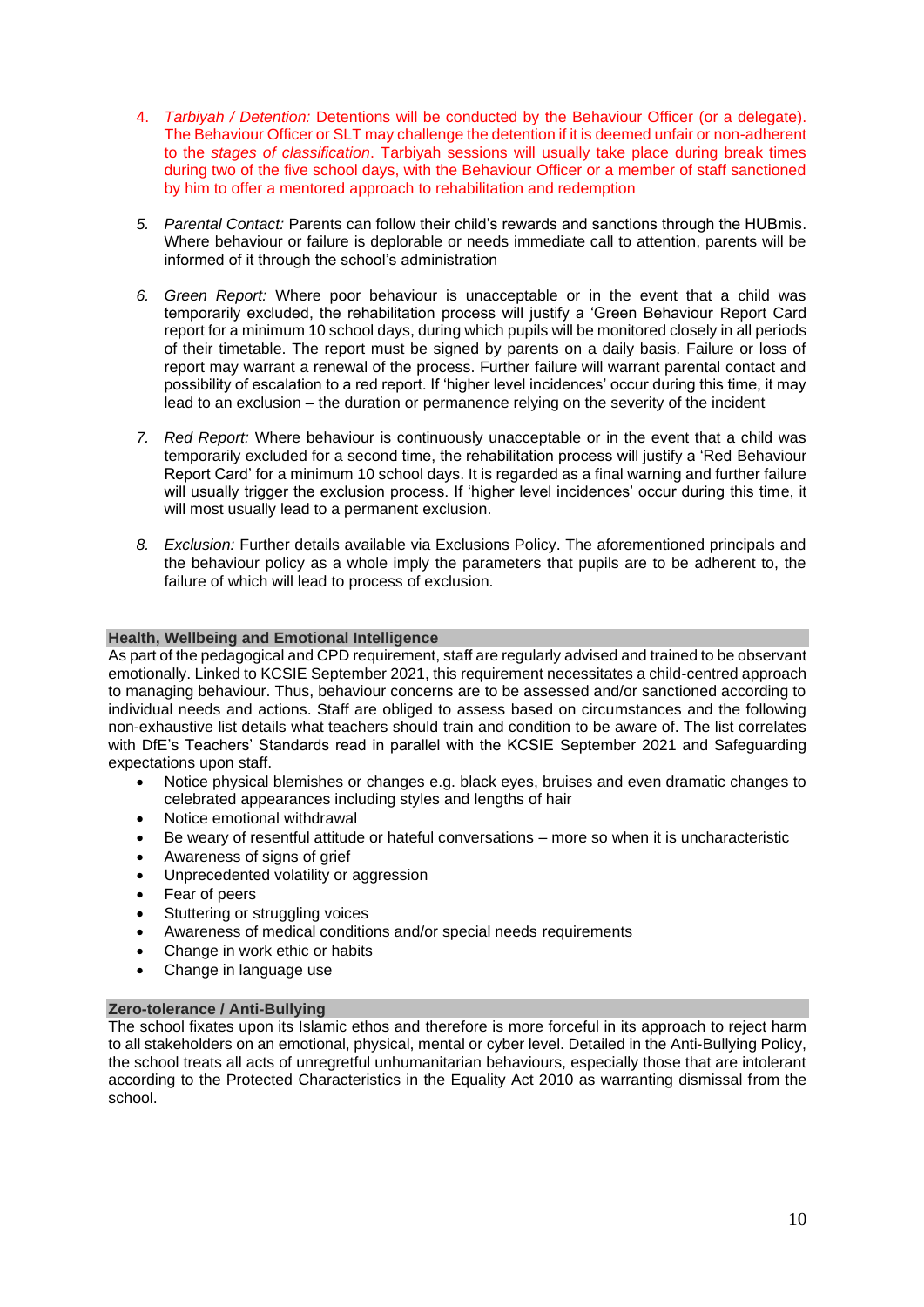4. *Tarbiyah / Detention:* Detentions will be conducted by the Behaviour Officer (or a delegate). The Behaviour Officer or SLT may challenge the detention if it is deemed unfair or non-adherent to the *stages of classification*. Tarbiyah sessions will usually take place during break times during two of the five school days, with the Behaviour Officer or a member of staff sanctioned by him to offer a mentored approach to rehabilitation and redemption

5. *Parental Contact:* Parents can follow their child's rewards and sanctions through the HUBmis. Where behaviour or failure is deplorable or needs immediate call to attention, parents will be informed of it through the school's administration

6. *Green Report:* Where poor behaviour is unacceptable or in the event that a child was temporarily excluded, the rehabilitation process will justify a 'Green Behaviour Report Card report for a minimum 10 school days, during which pupils will be monitored closely in all periods of their timetable. The report must be signed by parents on a daily basis. Failure or loss of report may warrant a renewal of the process. Further failure will warrant parental contact and possibility of escalation to a red report. If 'higher level incidences' occur during this time, it may lead to an exclusion – the duration or permanence relying on the severity of the incident

7. *Red Report:* Where behaviour is continuously unacceptable or in the event that a child was temporarily excluded for a second time, the rehabilitation process will justify a 'Red Behaviour Report Card' for a minimum 10 school days. It is regarded as a final warning and further failure will usually trigger the exclusion process. If 'higher level incidences' occur during this time, it will most usually lead to a permanent exclusion.

8. *Exclusion:* Further details available via Exclusions Policy. The aforementioned principals and the behaviour policy as a whole imply the parameters that pupils are to be adherent to, the failure of which will lead to process of exclusion.

## Health, Wellbeing and Emotional Intelligence

As part of the pedagogical and CPD requirement, staff are regularly advised and trained to be observant emotionally. Linked to KCSIE September 2021, this requirement necessitates a child-centred approach to managing behaviour. Thus, behaviour concerns are to be assessed and/or sanctioned according to individual needs and actions. Staff are obliged to assess based on circumstances and the following non-exhaustive list details what teachers should train and condition to be aware of. The list correlates with DfE's Teachers' Standards read in parallel with the KCSIE September 2021 and Safeguarding expectations upon staff.

- Notice physical blemishes or changes e.g. black eyes, bruises and even dramatic changes to celebrated appearances including styles and lengths of hair
- Notice emotional withdrawal
- Be weary of resentful attitude or hateful conversations – more so when it is uncharacteristic
- Awareness of signs of grief
- Unprecedented volatility or aggression
- Fear of peers
- Stuttering or struggling voices
- Awareness of medical conditions and/or special needs requirements
- Change in work ethic or habits
- Change in language use

## Zero-tolerance / Anti-Bullying

The school fixates upon its Islamic ethos and therefore is more forceful in its approach to reject harm to all stakeholders on an emotional, physical, mental or cyber level. Detailed in the Anti-Bullying Policy, the school treats all acts of unregretful unhumanitarian behaviours, especially those that are intolerant according to the Protected Characteristics in the Equality Act 2010 as warranting dismissal from the school.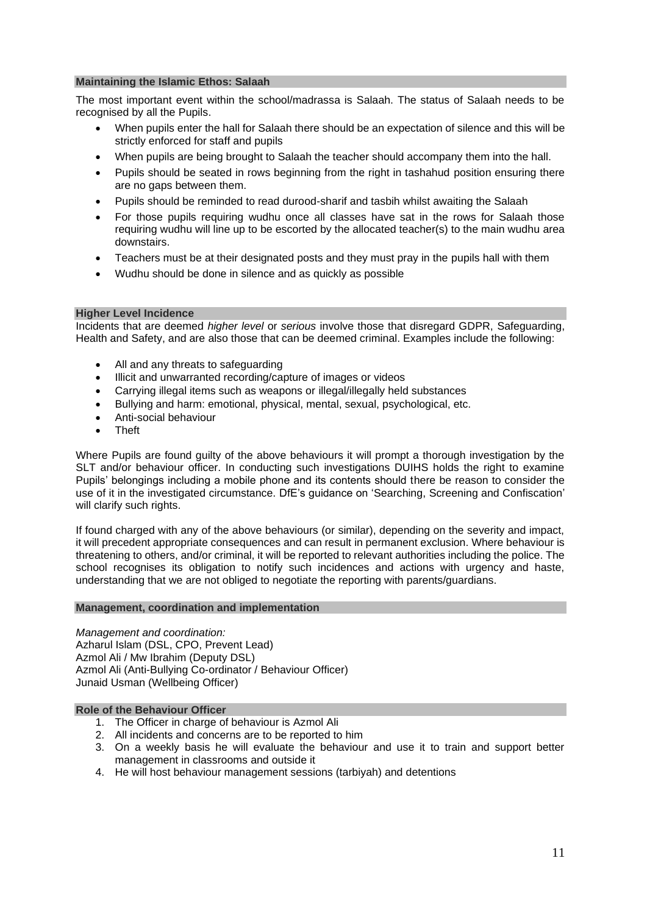## Maintaining the Islamic Ethos: Salaah

The most important event within the school/madrassa is Salaah. The status of Salaah needs to be recognised by all the Pupils.

- When pupils enter the hall for Salaah there should be an expectation of silence and this will be strictly enforced for staff and pupils
- When pupils are being brought to Salaah the teacher should accompany them into the hall.
- Pupils should be seated in rows beginning from the right in tashahud position ensuring there are no gaps between them.
- Pupils should be reminded to read durood-sharif and tasbih whilst awaiting the Salaah
- For those pupils requiring wudhu once all classes have sat in the rows for Salaah those requiring wudhu will line up to be escorted by the allocated teacher(s) to the main wudhu area downstairs.
- Teachers must be at their designated posts and they must pray in the pupils hall with them
- Wudhu should be done in silence and as quickly as possible

## Higher Level Incidence

Incidents that are deemed *higher level* or *serious* involve those that disregard GDPR, Safeguarding, Health and Safety, and are also those that can be deemed criminal. Examples include the following:

- All and any threats to safeguarding
- Illicit and unwarranted recording/capture of images or videos
- Carrying illegal items such as weapons or illegal/illegally held substances
- Bullying and harm: emotional, physical, mental, sexual, psychological, etc.
- Anti-social behaviour
- Theft

Where Pupils are found guilty of the above behaviours it will prompt a thorough investigation by the SLT and/or behaviour officer. In conducting such investigations DUIHS holds the right to examine Pupils' belongings including a mobile phone and its contents should there be reason to consider the use of it in the investigated circumstance. DfE's guidance on 'Searching, Screening and Confiscation' will clarify such rights.

If found charged with any of the above behaviours (or similar), depending on the severity and impact, it will precedent appropriate consequences and can result in permanent exclusion. Where behaviour is threatening to others, and/or criminal, it will be reported to relevant authorities including the police. The school recognises its obligation to notify such incidences and actions with urgency and haste, understanding that we are not obliged to negotiate the reporting with parents/guardians.

## Management, coordination and implementation

*Management and coordination:*
Azharul Islam (DSL, CPO, Prevent Lead)
Azmol Ali / Mw Ibrahim (Deputy DSL)
Azmol Ali (Anti-Bullying Co-ordinator / Behaviour Officer)
Junaid Usman (Wellbeing Officer)

## Role of the Behaviour Officer

1. The Officer in charge of behaviour is Azmol Ali
2. All incidents and concerns are to be reported to him
3. On a weekly basis he will evaluate the behaviour and use it to train and support better management in classrooms and outside it
4. He will host behaviour management sessions (tarbiyah) and detentions